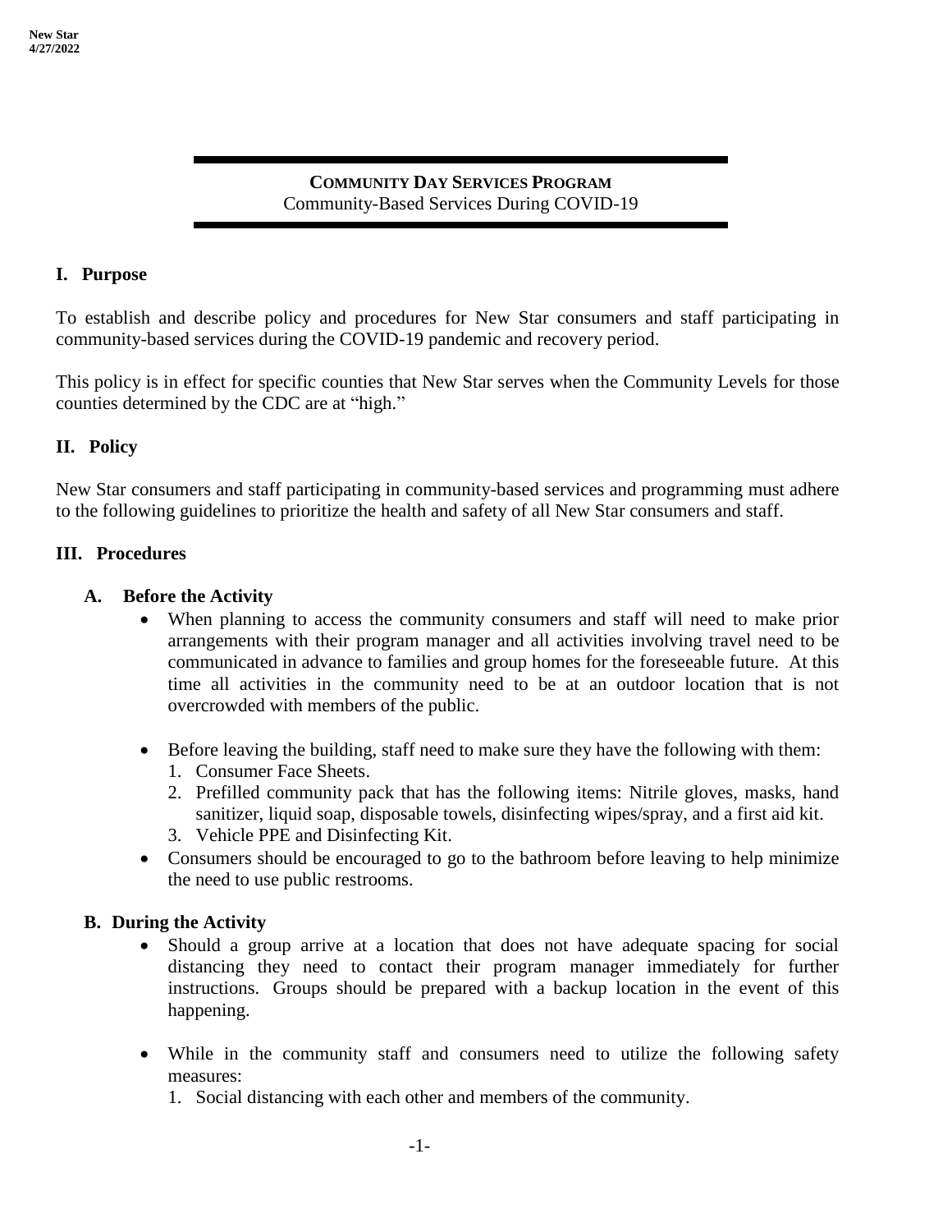**New Star**
**4/27/2022**

## COMMUNITY DAY SERVICES PROGRAM

Community-Based Services During COVID-19

### I. Purpose

To establish and describe policy and procedures for New Star consumers and staff participating in community-based services during the COVID-19 pandemic and recovery period.

This policy is in effect for specific counties that New Star serves when the Community Levels for those counties determined by the CDC are at "high."

### II. Policy

New Star consumers and staff participating in community-based services and programming must adhere to the following guidelines to prioritize the health and safety of all New Star consumers and staff.

### III. Procedures

#### A. Before the Activity

- When planning to access the community consumers and staff will need to make prior arrangements with their program manager and all activities involving travel need to be communicated in advance to families and group homes for the foreseeable future. At this time all activities in the community need to be at an outdoor location that is not overcrowded with members of the public.
- Before leaving the building, staff need to make sure they have the following with them:
  1. Consumer Face Sheets.
  2. Prefilled community pack that has the following items: Nitrile gloves, masks, hand sanitizer, liquid soap, disposable towels, disinfecting wipes/spray, and a first aid kit.
  3. Vehicle PPE and Disinfecting Kit.
- Consumers should be encouraged to go to the bathroom before leaving to help minimize the need to use public restrooms.

#### B. During the Activity

- Should a group arrive at a location that does not have adequate spacing for social distancing they need to contact their program manager immediately for further instructions. Groups should be prepared with a backup location in the event of this happening.
- While in the community staff and consumers need to utilize the following safety measures:
  1. Social distancing with each other and members of the community.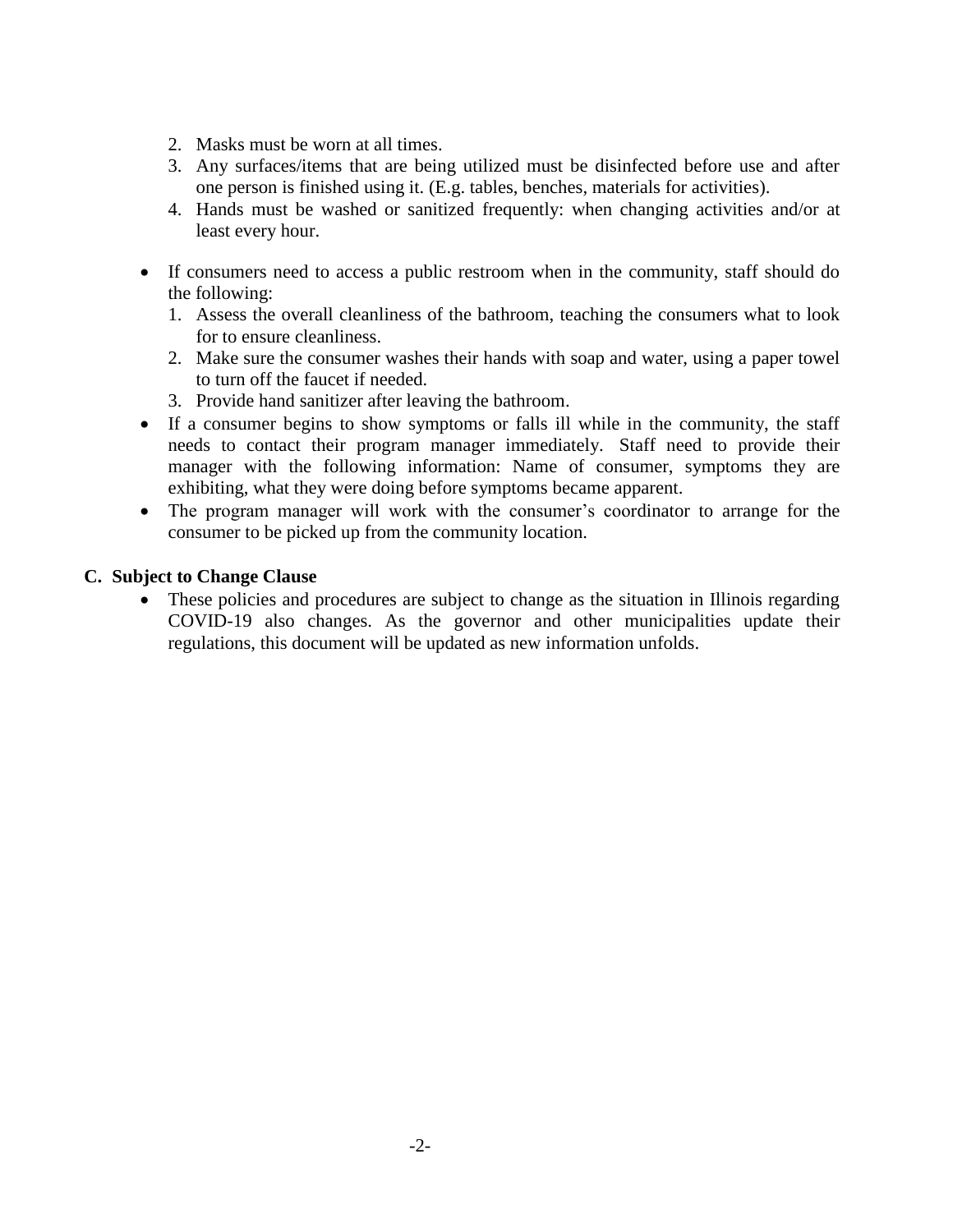2. Masks must be worn at all times.
3. Any surfaces/items that are being utilized must be disinfected before use and after one person is finished using it. (E.g. tables, benches, materials for activities).
4. Hands must be washed or sanitized frequently: when changing activities and/or at least every hour.

- If consumers need to access a public restroom when in the community, staff should do the following:
  1. Assess the overall cleanliness of the bathroom, teaching the consumers what to look for to ensure cleanliness.
  2. Make sure the consumer washes their hands with soap and water, using a paper towel to turn off the faucet if needed.
  3. Provide hand sanitizer after leaving the bathroom.
- If a consumer begins to show symptoms or falls ill while in the community, the staff needs to contact their program manager immediately. Staff need to provide their manager with the following information: Name of consumer, symptoms they are exhibiting, what they were doing before symptoms became apparent.
- The program manager will work with the consumer's coordinator to arrange for the consumer to be picked up from the community location.

**C. Subject to Change Clause**

- These policies and procedures are subject to change as the situation in Illinois regarding COVID-19 also changes. As the governor and other municipalities update their regulations, this document will be updated as new information unfolds.